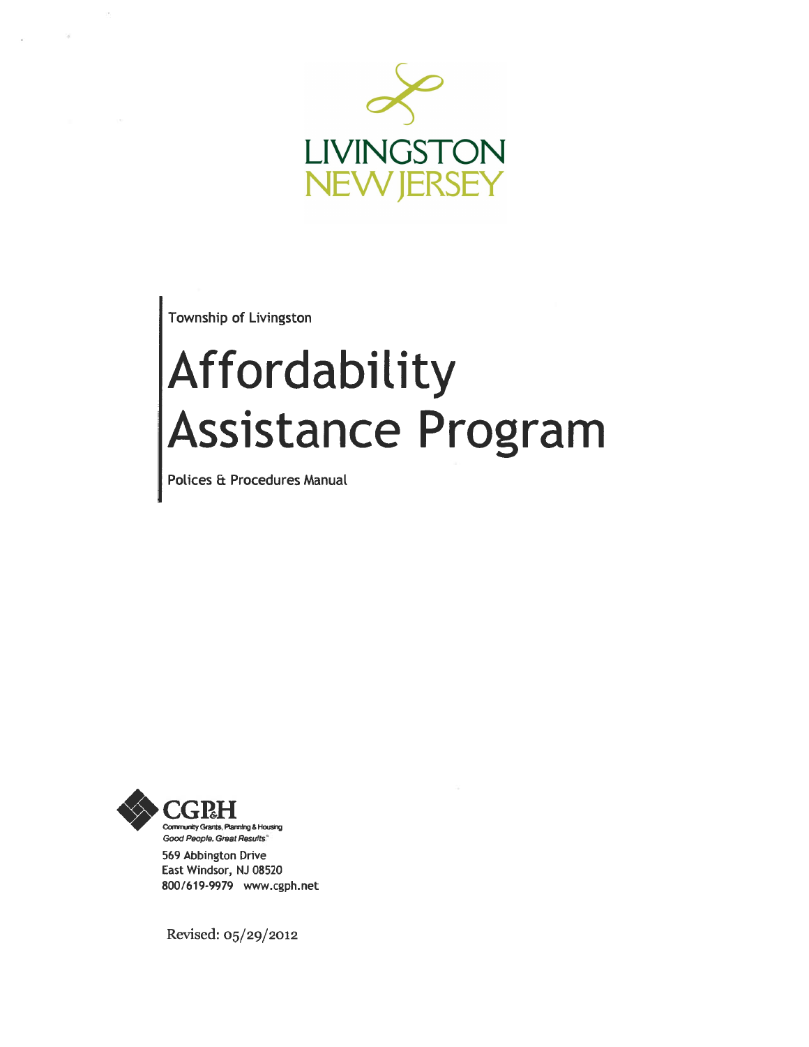LIVINGSTON
NEW JERSEY

Township of Livingston

# Affordability Assistance Program

Polices & Procedures Manual

CGP&H
Community Grants, Planning & Housing
*Good People. Great Results.*

569 Abbington Drive
East Windsor, NJ 08520
800/619-9979 www.cgph.net

Revised: 05/29/2012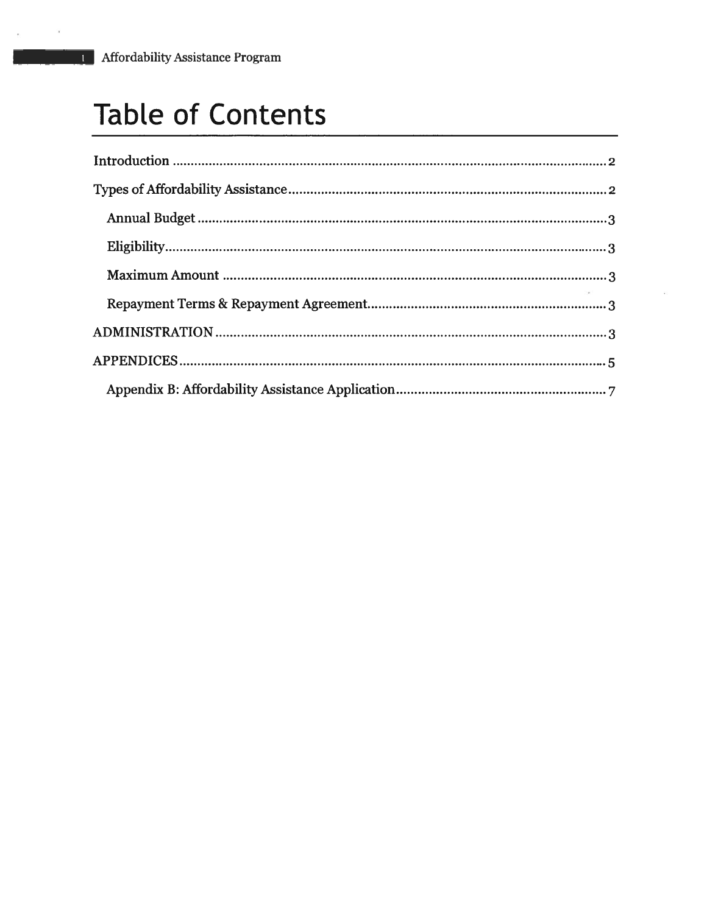# Table of Contents

Introduction .......... 2

Types of Affordability Assistance .......... 2

- Annual Budget .......... 3
- Eligibility .......... 3
- Maximum Amount .......... 3
- Repayment Terms & Repayment Agreement .......... 3

ADMINISTRATION .......... 3

APPENDICES .......... 5

- Appendix B: Affordability Assistance Application .......... 7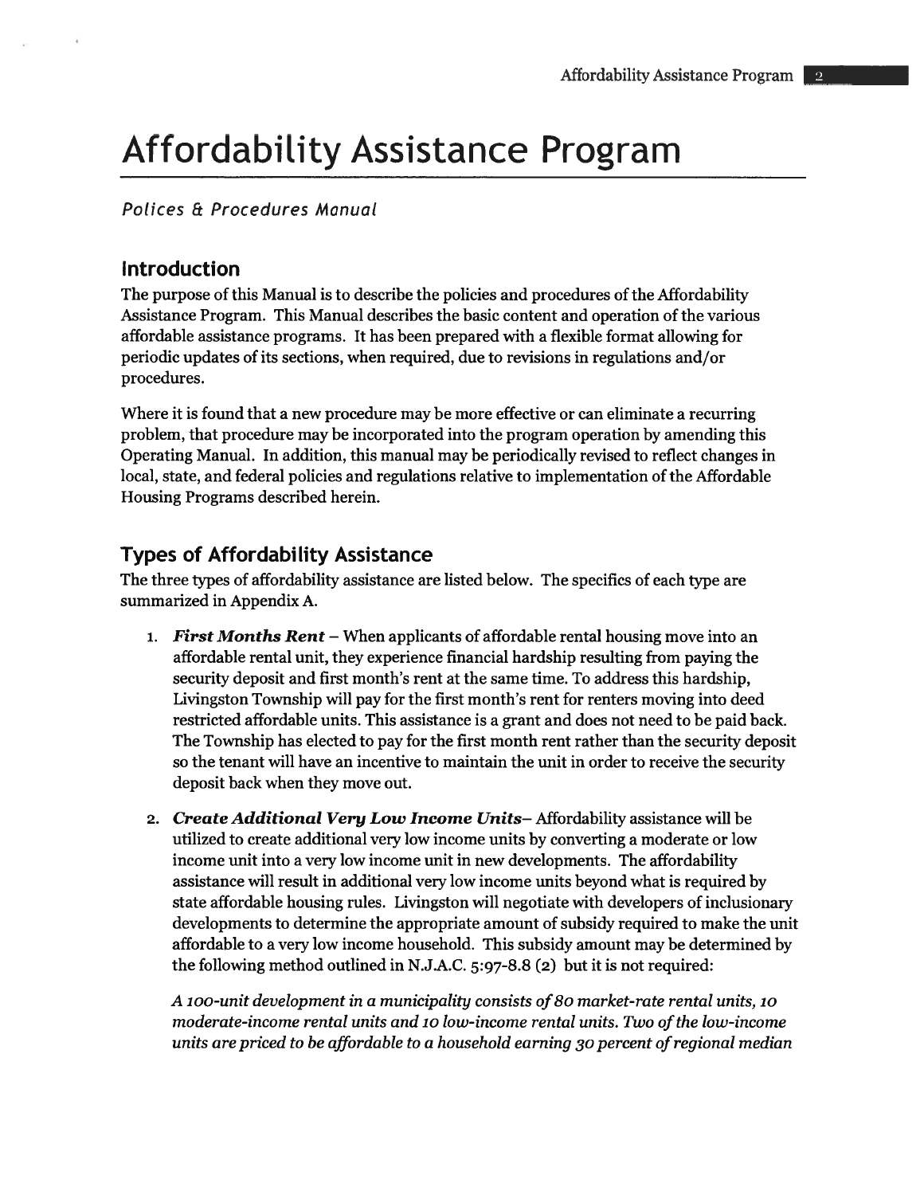# Affordability Assistance Program

*Polices & Procedures Manual*

## Introduction

The purpose of this Manual is to describe the policies and procedures of the Affordability Assistance Program. This Manual describes the basic content and operation of the various affordable assistance programs. It has been prepared with a flexible format allowing for periodic updates of its sections, when required, due to revisions in regulations and/or procedures.

Where it is found that a new procedure may be more effective or can eliminate a recurring problem, that procedure may be incorporated into the program operation by amending this Operating Manual. In addition, this manual may be periodically revised to reflect changes in local, state, and federal policies and regulations relative to implementation of the Affordable Housing Programs described herein.

## Types of Affordability Assistance

The three types of affordability assistance are listed below. The specifics of each type are summarized in Appendix A.

1. ***First Months Rent*** – When applicants of affordable rental housing move into an affordable rental unit, they experience financial hardship resulting from paying the security deposit and first month's rent at the same time. To address this hardship, Livingston Township will pay for the first month's rent for renters moving into deed restricted affordable units. This assistance is a grant and does not need to be paid back. The Township has elected to pay for the first month rent rather than the security deposit so the tenant will have an incentive to maintain the unit in order to receive the security deposit back when they move out.

2. ***Create Additional Very Low Income Units*** – Affordability assistance will be utilized to create additional very low income units by converting a moderate or low income unit into a very low income unit in new developments. The affordability assistance will result in additional very low income units beyond what is required by state affordable housing rules. Livingston will negotiate with developers of inclusionary developments to determine the appropriate amount of subsidy required to make the unit affordable to a very low income household. This subsidy amount may be determined by the following method outlined in N.J.A.C. 5:97-8.8 (2) but it is not required:

   *A 100-unit development in a municipality consists of 80 market-rate rental units, 10 moderate-income rental units and 10 low-income rental units. Two of the low-income units are priced to be affordable to a household earning 30 percent of regional median*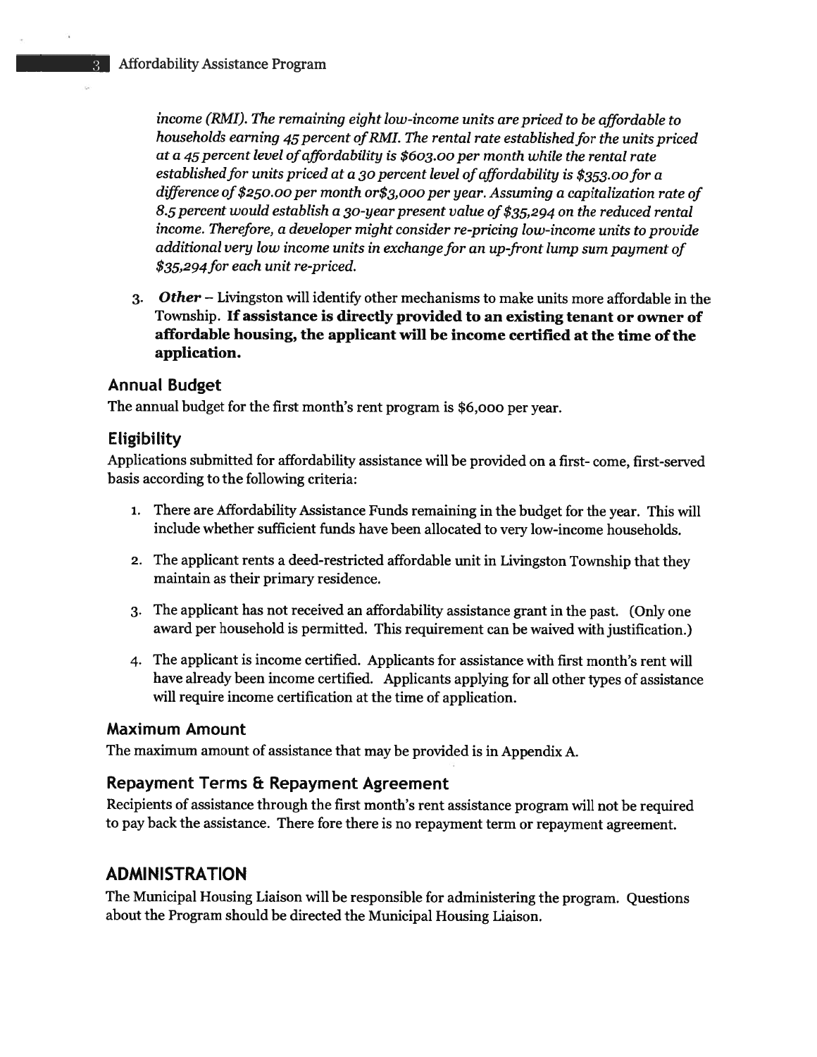*income (RMI). The remaining eight low-income units are priced to be affordable to households earning 45 percent of RMI. The rental rate established for the units priced at a 45 percent level of affordability is $603.00 per month while the rental rate established for units priced at a 30 percent level of affordability is $353.00 for a difference of $250.00 per month or$3,000 per year. Assuming a capitalization rate of 8.5 percent would establish a 30-year present value of $35,294 on the reduced rental income. Therefore, a developer might consider re-pricing low-income units to provide additional very low income units in exchange for an up-front lump sum payment of $35,294 for each unit re-priced.*

3. ***Other*** – Livingston will identify other mechanisms to make units more affordable in the Township. **If assistance is directly provided to an existing tenant or owner of affordable housing, the applicant will be income certified at the time of the application.**

## Annual Budget

The annual budget for the first month's rent program is $6,000 per year.

## Eligibility

Applications submitted for affordability assistance will be provided on a first- come, first-served basis according to the following criteria:

1. There are Affordability Assistance Funds remaining in the budget for the year. This will include whether sufficient funds have been allocated to very low-income households.
2. The applicant rents a deed-restricted affordable unit in Livingston Township that they maintain as their primary residence.
3. The applicant has not received an affordability assistance grant in the past. (Only one award per household is permitted. This requirement can be waived with justification.)
4. The applicant is income certified. Applicants for assistance with first month's rent will have already been income certified. Applicants applying for all other types of assistance will require income certification at the time of application.

## Maximum Amount

The maximum amount of assistance that may be provided is in Appendix A.

## Repayment Terms & Repayment Agreement

Recipients of assistance through the first month's rent assistance program will not be required to pay back the assistance. There fore there is no repayment term or repayment agreement.

# ADMINISTRATION

The Municipal Housing Liaison will be responsible for administering the program. Questions about the Program should be directed the Municipal Housing Liaison.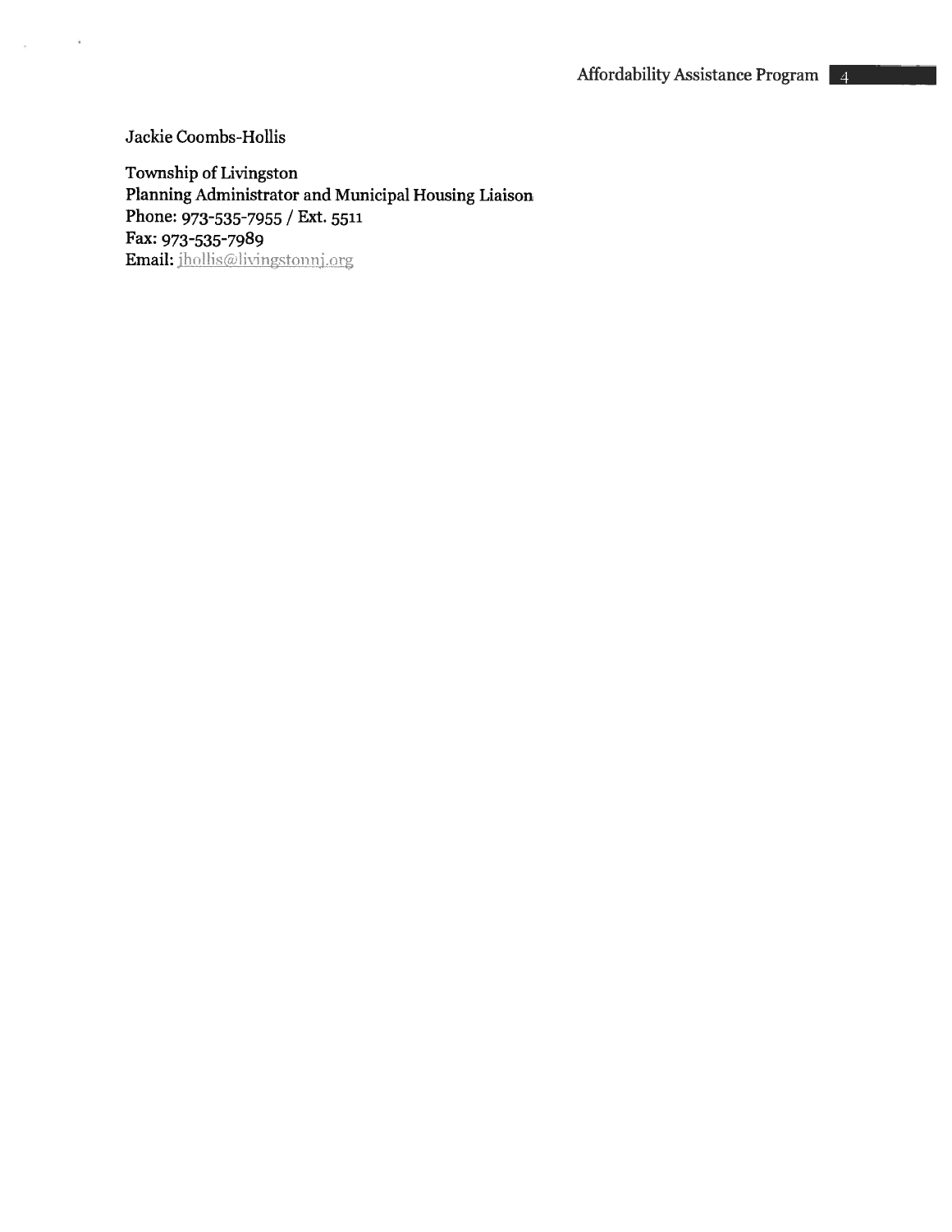Jackie Coombs-Hollis

**Township of Livingston**
**Planning Administrator and Municipal Housing Liaison**
**Phone: 973-535-7955 / Ext. 5511**
**Fax: 973-535-7989**
**Email:** jhollis@livingstonnj.org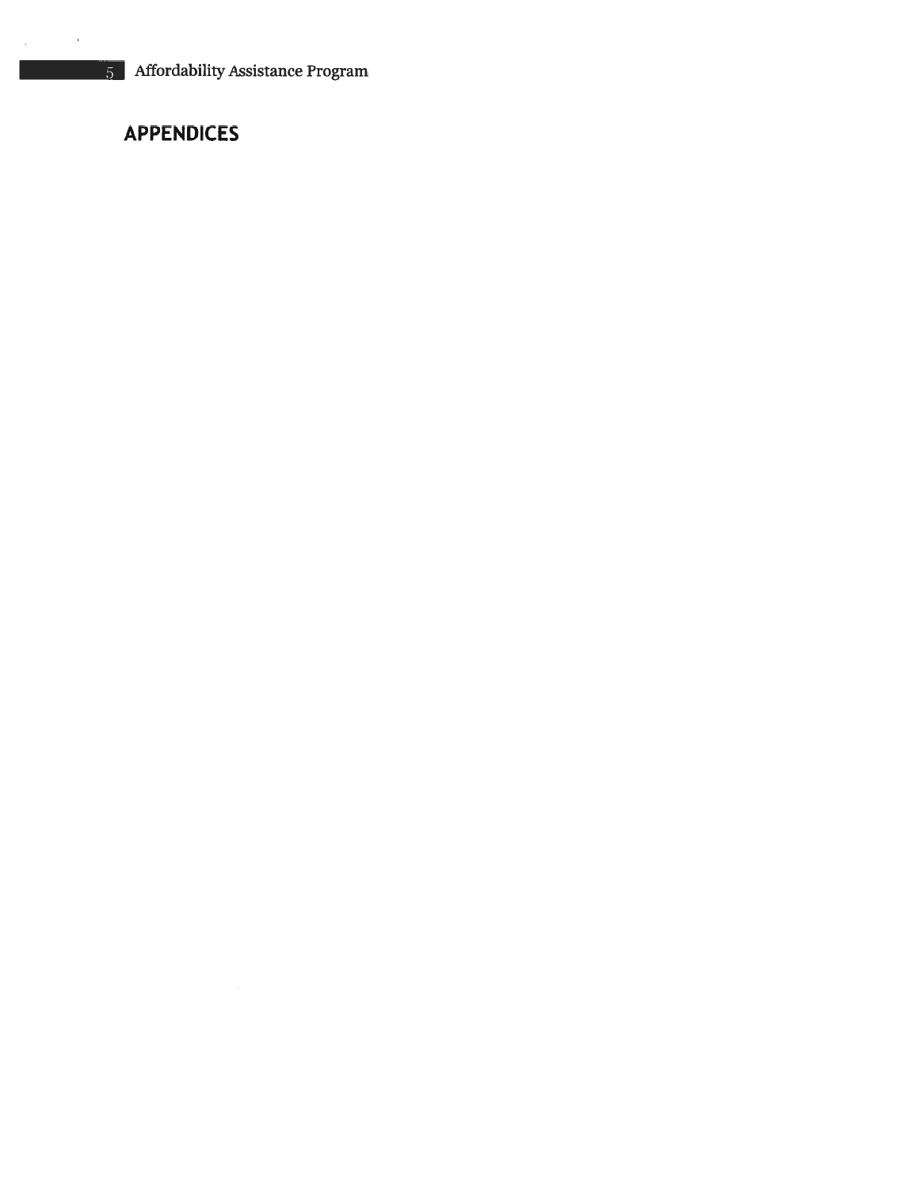## APPENDICES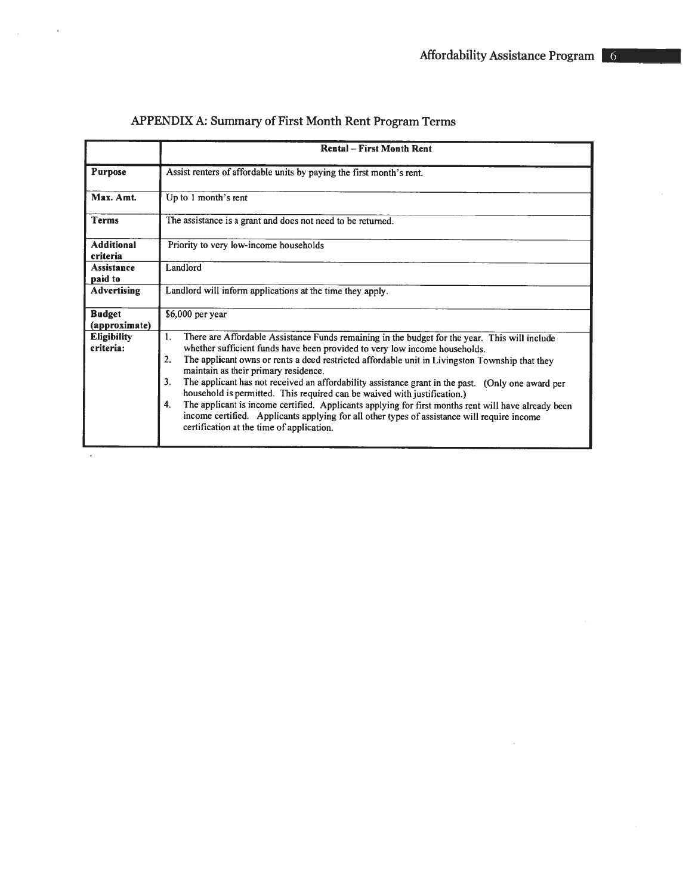## APPENDIX A: Summary of First Month Rent Program Terms

| | Rental – First Month Rent |
|---|---|
| **Purpose** | Assist renters of affordable units by paying the first month's rent. |
| **Max. Amt.** | Up to 1 month's rent |
| **Terms** | The assistance is a grant and does not need to be returned. |
| **Additional criteria** | Priority to very low-income households |
| **Assistance paid to** | Landlord |
| **Advertising** | Landlord will inform applications at the time they apply. |
| **Budget (approximate)** | $6,000 per year |
| **Eligibility criteria:** | 1. There are Affordable Assistance Funds remaining in the budget for the year. This will include whether sufficient funds have been provided to very low income households.<br>2. The applicant owns or rents a deed restricted affordable unit in Livingston Township that they maintain as their primary residence.<br>3. The applicant has not received an affordability assistance grant in the past. (Only one award per household is permitted. This required can be waived with justification.)<br>4. The applicant is income certified. Applicants applying for first months rent will have already been income certified. Applicants applying for all other types of assistance will require income certification at the time of application. |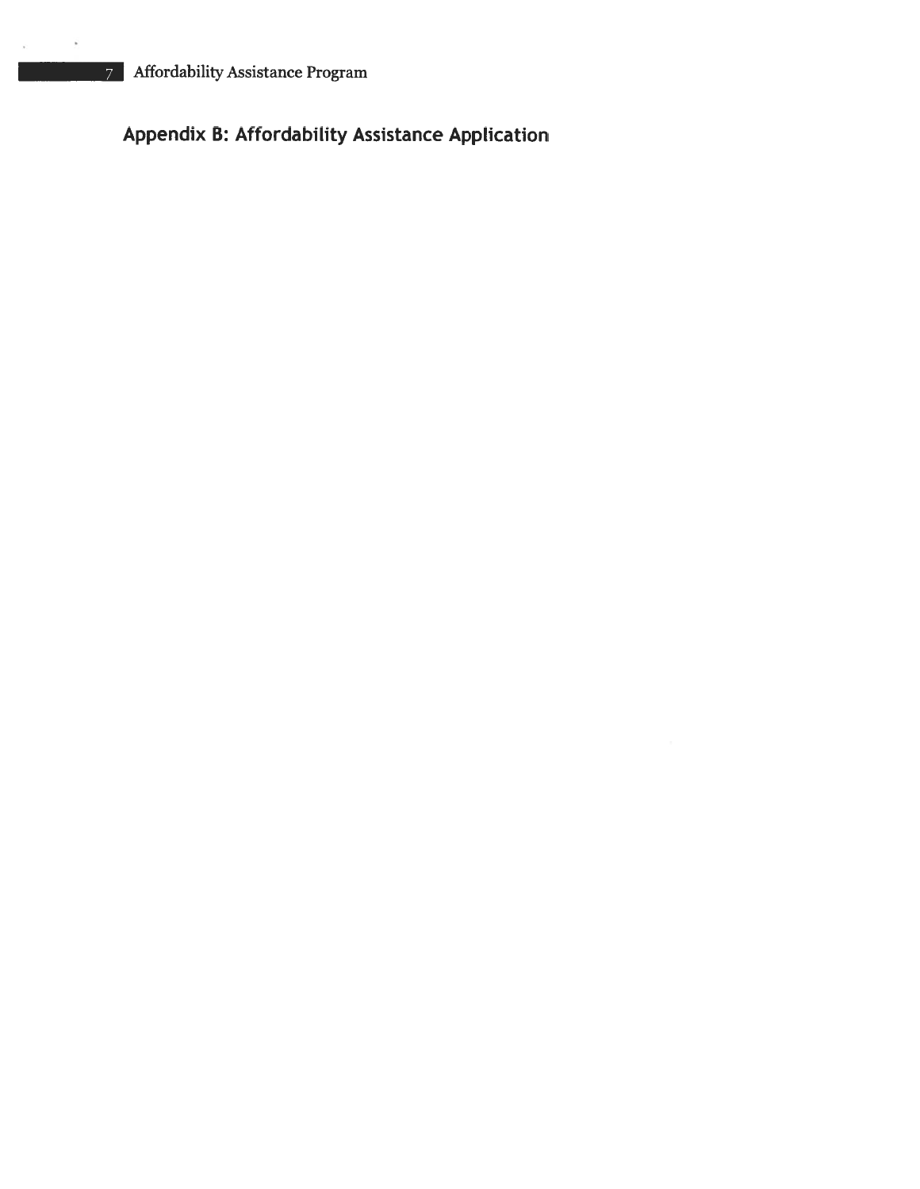## Appendix B: Affordability Assistance Application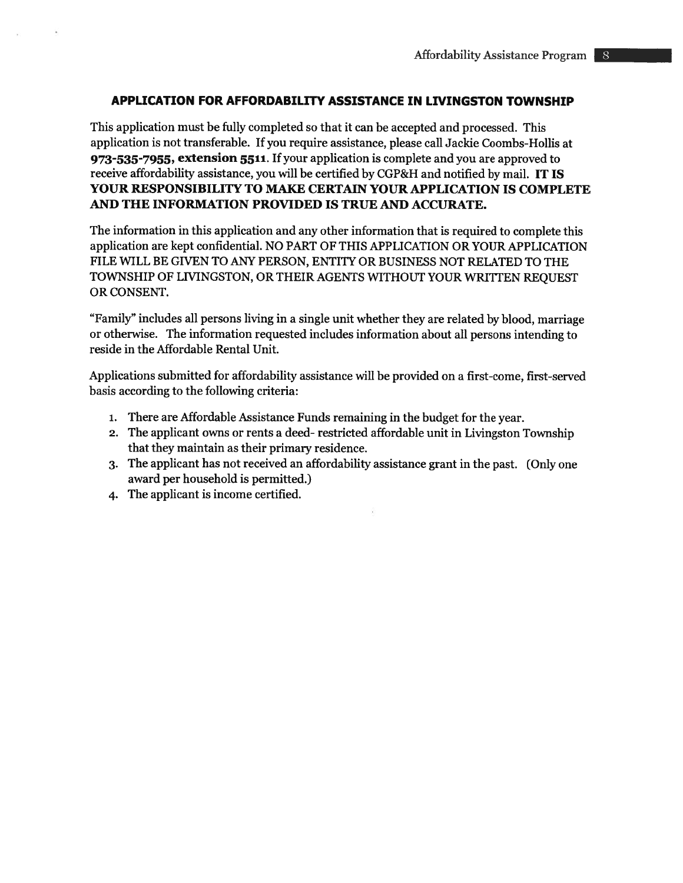## APPLICATION FOR AFFORDABILITY ASSISTANCE IN LIVINGSTON TOWNSHIP

This application must be fully completed so that it can be accepted and processed. This application is not transferable. If you require assistance, please call Jackie Coombs-Hollis at **973-535-7955, extension 5511**. If your application is complete and you are approved to receive affordability assistance, you will be certified by CGP&H and notified by mail. **IT IS YOUR RESPONSIBILITY TO MAKE CERTAIN YOUR APPLICATION IS COMPLETE AND THE INFORMATION PROVIDED IS TRUE AND ACCURATE.**

The information in this application and any other information that is required to complete this application are kept confidential. NO PART OF THIS APPLICATION OR YOUR APPLICATION FILE WILL BE GIVEN TO ANY PERSON, ENTITY OR BUSINESS NOT RELATED TO THE TOWNSHIP OF LIVINGSTON, OR THEIR AGENTS WITHOUT YOUR WRITTEN REQUEST OR CONSENT.

"Family" includes all persons living in a single unit whether they are related by blood, marriage or otherwise. The information requested includes information about all persons intending to reside in the Affordable Rental Unit.

Applications submitted for affordability assistance will be provided on a first-come, first-served basis according to the following criteria:

1. There are Affordable Assistance Funds remaining in the budget for the year.
2. The applicant owns or rents a deed- restricted affordable unit in Livingston Township that they maintain as their primary residence.
3. The applicant has not received an affordability assistance grant in the past. (Only one award per household is permitted.)
4. The applicant is income certified.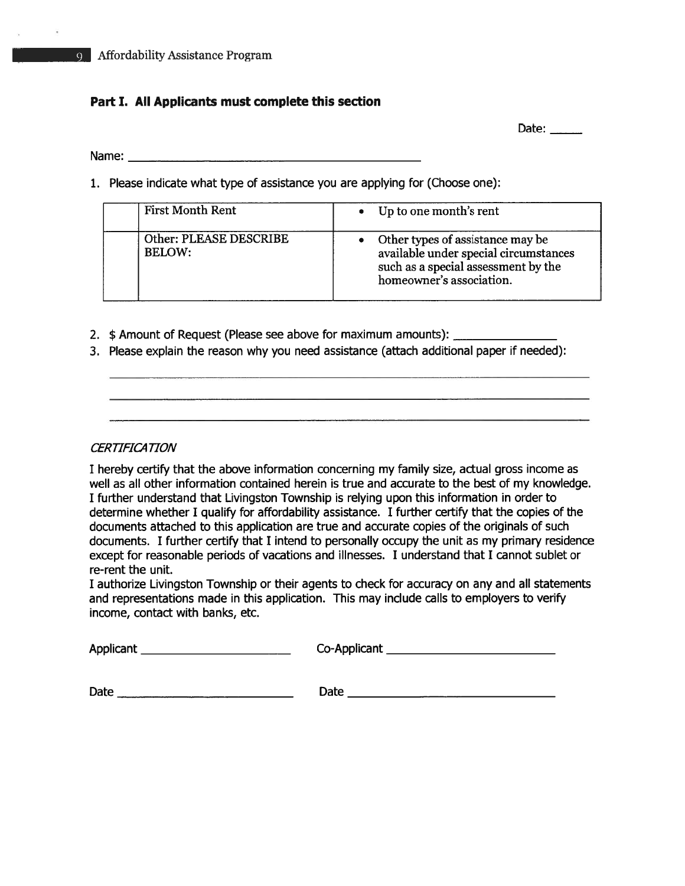## Part I. All Applicants must complete this section

Date: _____

Name: ______________________________________________

1. Please indicate what type of assistance you are applying for (Choose one):

| | | |
|---|---|---|
| | First Month Rent | • Up to one month's rent |
| | Other: PLEASE DESCRIBE BELOW: | • Other types of assistance may be available under special circumstances such as a special assessment by the homeowner's association. |

2. $ Amount of Request (Please see above for maximum amounts): _______________
3. Please explain the reason why you need assistance (attach additional paper if needed):

_______________________________________________________________________________

_______________________________________________________________________________

_______________________________________________________________________________

*CERTIFICATION*

I hereby certify that the above information concerning my family size, actual gross income as well as all other information contained herein is true and accurate to the best of my knowledge. I further understand that Livingston Township is relying upon this information in order to determine whether I qualify for affordability assistance. I further certify that the copies of the documents attached to this application are true and accurate copies of the originals of such documents. I further certify that I intend to personally occupy the unit as my primary residence except for reasonable periods of vacations and illnesses. I understand that I cannot sublet or re-rent the unit.

I authorize Livingston Township or their agents to check for accuracy on any and all statements and representations made in this application. This may include calls to employers to verify income, contact with banks, etc.

Applicant ______________________ Co-Applicant _________________________

Date __________________________ Date _______________________________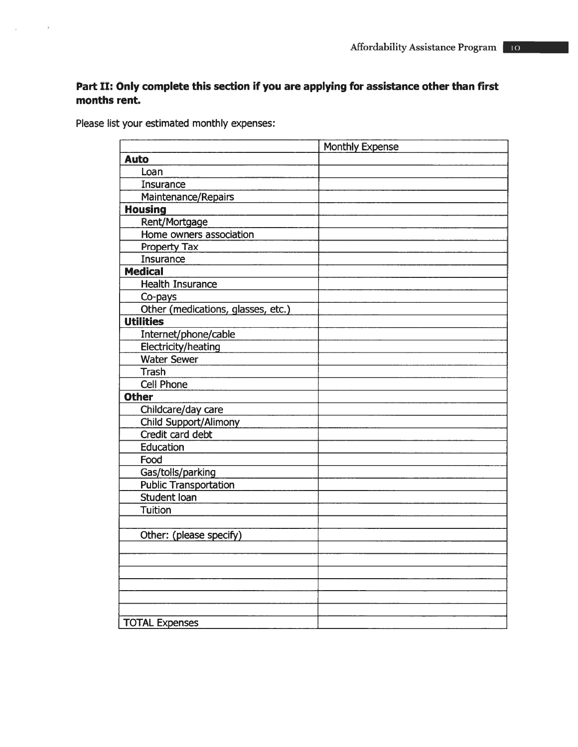**Part II: Only complete this section if you are applying for assistance other than first months rent.**

Please list your estimated monthly expenses:

| | Monthly Expense |
|---|---|
| **Auto** | |
| Loan | |
| Insurance | |
| Maintenance/Repairs | |
| **Housing** | |
| Rent/Mortgage | |
| Home owners association | |
| Property Tax | |
| Insurance | |
| **Medical** | |
| Health Insurance | |
| Co-pays | |
| Other (medications, glasses, etc.) | |
| **Utilities** | |
| Internet/phone/cable | |
| Electricity/heating | |
| Water Sewer | |
| Trash | |
| Cell Phone | |
| **Other** | |
| Childcare/day care | |
| Child Support/Alimony | |
| Credit card debt | |
| Education | |
| Food | |
| Gas/tolls/parking | |
| Public Transportation | |
| Student loan | |
| Tuition | |
| | |
| Other: (please specify) | |
| | |
| | |
| | |
| | |
| | |
| | |
| TOTAL Expenses | |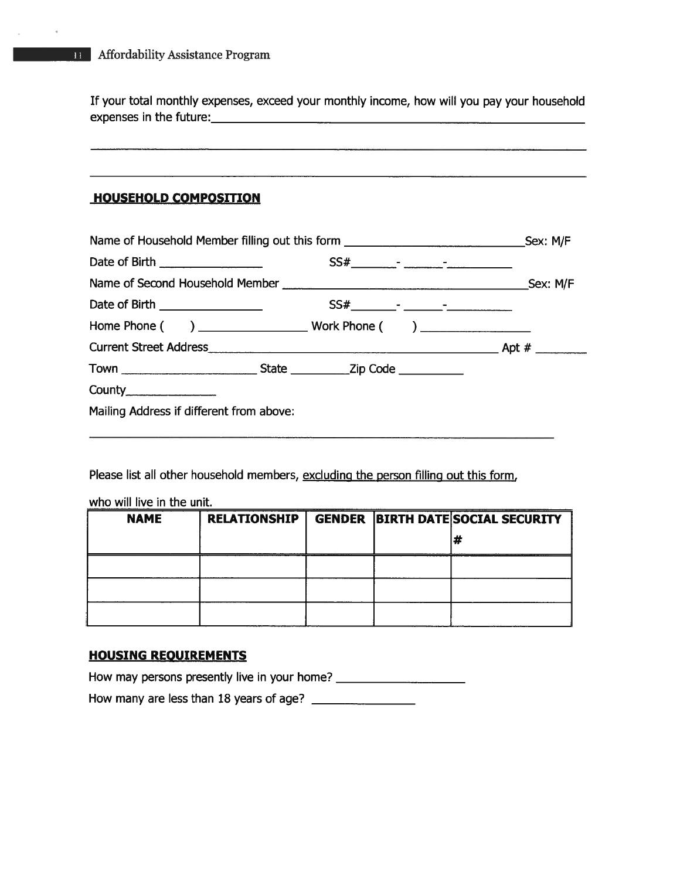If your total monthly expenses, exceed your monthly income, how will you pay your household expenses in the future:\_\_\_\_\_\_\_\_\_\_\_\_\_\_\_\_\_\_\_\_\_\_\_\_\_\_\_\_\_\_\_\_\_\_\_\_\_\_\_\_\_\_\_\_

\_\_\_\_\_\_\_\_\_\_\_\_\_\_\_\_\_\_\_\_\_\_\_\_\_\_\_\_\_\_\_\_\_\_\_\_\_\_\_\_\_\_\_\_\_\_\_\_\_\_\_\_\_\_\_\_\_\_\_\_\_\_\_\_\_\_\_\_\_\_

\_\_\_\_\_\_\_\_\_\_\_\_\_\_\_\_\_\_\_\_\_\_\_\_\_\_\_\_\_\_\_\_\_\_\_\_\_\_\_\_\_\_\_\_\_\_\_\_\_\_\_\_\_\_\_\_\_\_\_\_\_\_\_\_\_\_\_\_\_\_

## HOUSEHOLD COMPOSITION

Name of Household Member filling out this form \_\_\_\_\_\_\_\_\_\_\_\_\_\_\_\_\_\_\_\_\_\_\_\_\_\_\_\_ Sex: M/F

Date of Birth \_\_\_\_\_\_\_\_\_\_\_\_\_\_\_\_ SS# \_\_\_\_\_\_\_ - \_\_\_\_\_\_ - \_\_\_\_\_\_\_\_\_\_

Name of Second Household Member \_\_\_\_\_\_\_\_\_\_\_\_\_\_\_\_\_\_\_\_\_\_\_\_\_\_\_\_\_\_\_\_\_\_\_\_\_\_ Sex: M/F

Date of Birth \_\_\_\_\_\_\_\_\_\_\_\_\_\_\_\_ SS# \_\_\_\_\_\_\_ - \_\_\_\_\_\_ - \_\_\_\_\_\_\_\_\_\_

Home Phone (   ) \_\_\_\_\_\_\_\_\_\_\_\_\_\_\_\_\_ Work Phone (   ) \_\_\_\_\_\_\_\_\_\_\_\_\_\_\_\_\_

Current Street Address\_\_\_\_\_\_\_\_\_\_\_\_\_\_\_\_\_\_\_\_\_\_\_\_\_\_\_\_\_\_\_\_\_\_\_\_\_\_\_\_\_\_\_\_\_\_\_\_ Apt # \_\_\_\_\_\_\_\_

Town \_\_\_\_\_\_\_\_\_\_\_\_\_\_\_\_\_\_\_\_\_\_ State \_\_\_\_\_\_\_\_\_Zip Code \_\_\_\_\_\_\_\_\_\_

County\_\_\_\_\_\_\_\_\_\_\_\_\_\_

Mailing Address if different from above:

\_\_\_\_\_\_\_\_\_\_\_\_\_\_\_\_\_\_\_\_\_\_\_\_\_\_\_\_\_\_\_\_\_\_\_\_\_\_\_\_\_\_\_\_\_\_\_\_\_\_\_\_\_\_\_\_\_\_\_\_\_\_\_\_\_\_\_\_\_\_

Please list all other household members, <u>excluding the person filling out this form,</u> who will live in the unit.

| NAME | RELATIONSHIP | GENDER | BIRTH DATE | SOCIAL SECURITY # |
|---|---|---|---|---|
| | | | | |
| | | | | |
| | | | | |

## HOUSING REQUIREMENTS

How may persons presently live in your home? \_\_\_\_\_\_\_\_\_\_\_\_\_\_\_\_\_\_\_\_

How many are less than 18 years of age? \_\_\_\_\_\_\_\_\_\_\_\_\_\_\_\_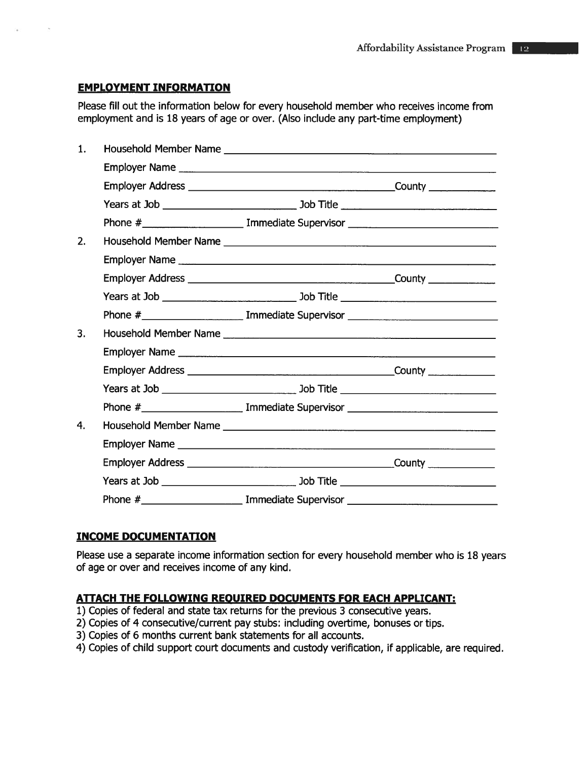## EMPLOYMENT INFORMATION

Please fill out the information below for every household member who receives income from employment and is 18 years of age or over. (Also include any part-time employment)

1. Household Member Name ______________________________________________

   Employer Name ______________________________________________________

   Employer Address ___________________________________ County ___________

   Years at Job ______________________ Job Title __________________________

   Phone # _________________ Immediate Supervisor _________________________

2. Household Member Name ______________________________________________

   Employer Name ______________________________________________________

   Employer Address ___________________________________ County ___________

   Years at Job ______________________ Job Title __________________________

   Phone # _________________ Immediate Supervisor _________________________

3. Household Member Name ______________________________________________

   Employer Name ______________________________________________________

   Employer Address ___________________________________ County ___________

   Years at Job ______________________ Job Title __________________________

   Phone # _________________ Immediate Supervisor _________________________

4. Household Member Name ______________________________________________

   Employer Name ______________________________________________________

   Employer Address ___________________________________ County ___________

   Years at Job ______________________ Job Title __________________________

   Phone # _________________ Immediate Supervisor _________________________

## INCOME DOCUMENTATION

Please use a separate income information section for every household member who is 18 years of age or over and receives income of any kind.

### ATTACH THE FOLLOWING REQUIRED DOCUMENTS FOR EACH APPLICANT:

1) Copies of federal and state tax returns for the previous 3 consecutive years.
2) Copies of 4 consecutive/current pay stubs: including overtime, bonuses or tips.
3) Copies of 6 months current bank statements for all accounts.
4) Copies of child support court documents and custody verification, if applicable, are required.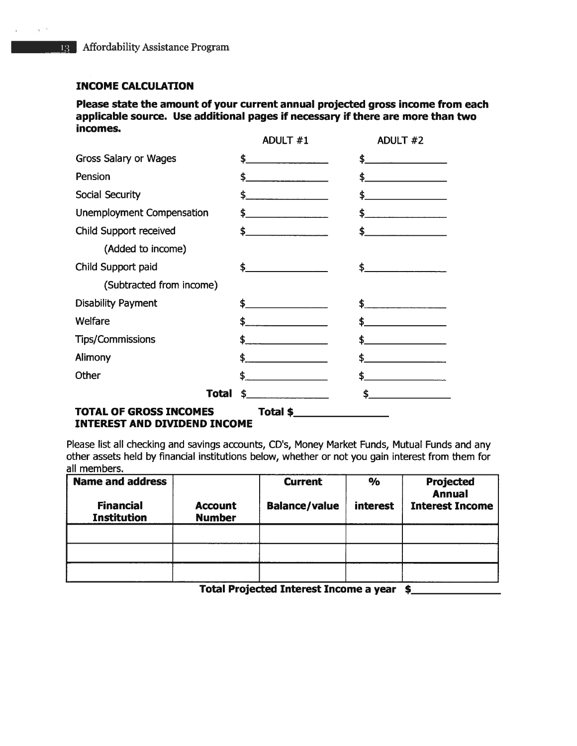### INCOME CALCULATION

**Please state the amount of your current annual projected gross income from each applicable source. Use additional pages if necessary if there are more than two incomes.**

| | ADULT #1 | ADULT #2 |
|---|---|---|
| Gross Salary or Wages | $\_\_\_\_\_\_\_\_\_\_ | $\_\_\_\_\_\_\_\_\_\_ |
| Pension | $\_\_\_\_\_\_\_\_\_\_ | $\_\_\_\_\_\_\_\_\_\_ |
| Social Security | $\_\_\_\_\_\_\_\_\_\_ | $\_\_\_\_\_\_\_\_\_\_ |
| Unemployment Compensation | $\_\_\_\_\_\_\_\_\_\_ | $\_\_\_\_\_\_\_\_\_\_ |
| Child Support received (Added to income) | $\_\_\_\_\_\_\_\_\_\_ | $\_\_\_\_\_\_\_\_\_\_ |
| Child Support paid (Subtracted from income) | $\_\_\_\_\_\_\_\_\_\_ | $\_\_\_\_\_\_\_\_\_\_ |
| Disability Payment | $\_\_\_\_\_\_\_\_\_\_ | $\_\_\_\_\_\_\_\_\_\_ |
| Welfare | $\_\_\_\_\_\_\_\_\_\_ | $\_\_\_\_\_\_\_\_\_\_ |
| Tips/Commissions | $\_\_\_\_\_\_\_\_\_\_ | $\_\_\_\_\_\_\_\_\_\_ |
| Alimony | $\_\_\_\_\_\_\_\_\_\_ | $\_\_\_\_\_\_\_\_\_\_ |
| Other | $\_\_\_\_\_\_\_\_\_\_ | $\_\_\_\_\_\_\_\_\_\_ |
| **Total** | $\_\_\_\_\_\_\_\_\_\_ | $\_\_\_\_\_\_\_\_\_\_ |

**TOTAL OF GROSS INCOMES** **Total $\_\_\_\_\_\_\_\_\_\_**

**INTEREST AND DIVIDEND INCOME**

Please list all checking and savings accounts, CD's, Money Market Funds, Mutual Funds and any other assets held by financial institutions below, whether or not you gain interest from them for all members.

| Name and address Financial Institution | Account Number | Current Balance/value | % interest | Projected Annual Interest Income |
|---|---|---|---|---|
| | | | | |
| | | | | |
| | | | | |

**Total Projected Interest Income a year $\_\_\_\_\_\_\_\_\_\_**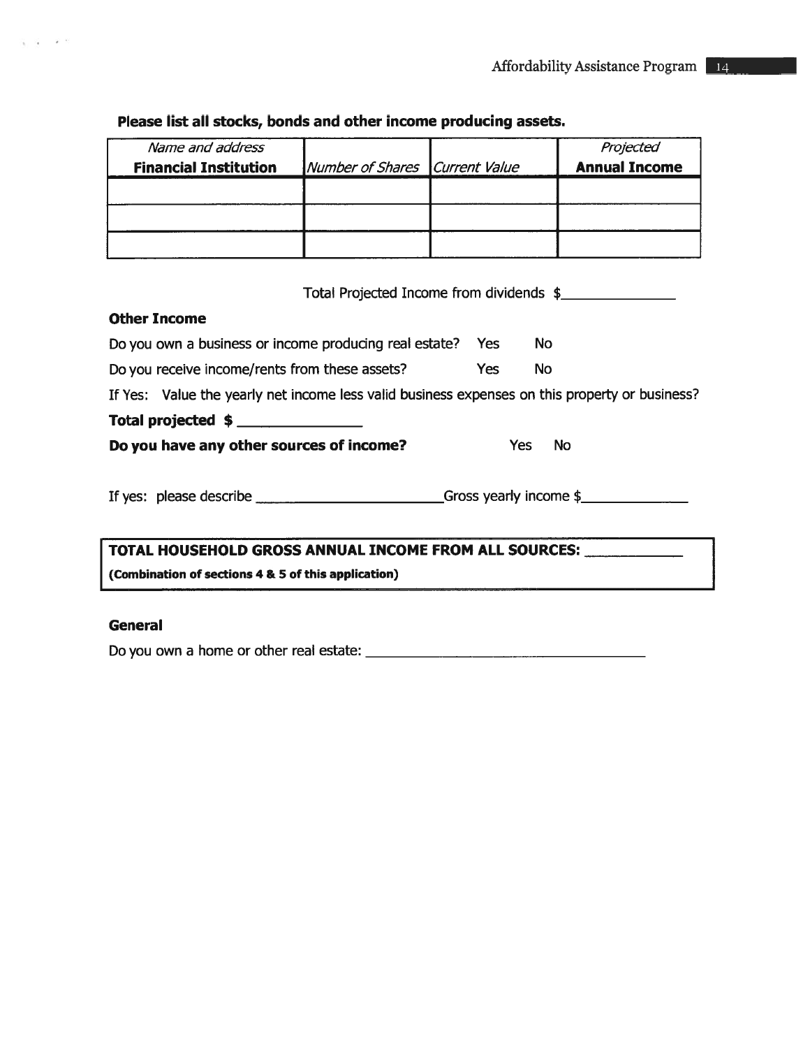**Please list all stocks, bonds and other income producing assets.**

| *Name and address* **Financial Institution** | *Number of Shares* | *Current Value* | *Projected* **Annual Income** |
|---|---|---|---|
| | | | |
| | | | |
| | | | |

Total Projected Income from dividends $______________

**Other Income**

Do you own a business or income producing real estate? Yes No

Do you receive income/rents from these assets? Yes No

If Yes: Value the yearly net income less valid business expenses on this property or business?

**Total projected $ _______________**

**Do you have any other sources of income?** Yes No

If yes: please describe _______________________Gross yearly income $_____________

**TOTAL HOUSEHOLD GROSS ANNUAL INCOME FROM ALL SOURCES: ___________**

**(Combination of sections 4 & 5 of this application)**

**General**

Do you own a home or other real estate: ____________________________________